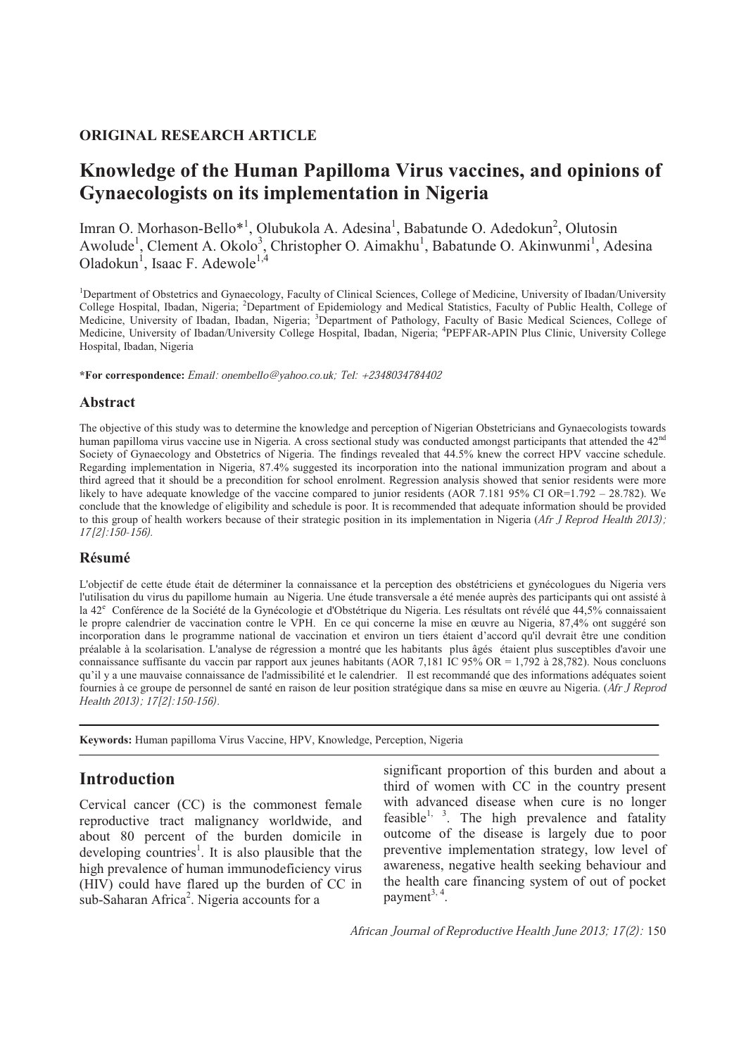**ORIGINAL RESEARCH ARTICLE**

# Knowledge of the Human Papilloma Virus vaccines, and opinions of Gynaecologists on its implementation in Nigeria

Imran O. Morhason-Bello*[1], Olubukola A. Adesina[1], Babatunde O. Adedokun[2], Olutosin Awolude[1], Clement A. Okolo[3], Christopher O. Aimakhu[1], Babatunde O. Akinwunmi[1], Adesina Oladokun[1], Isaac F. Adewole[1,4]

[1]Department of Obstetrics and Gynaecology, Faculty of Clinical Sciences, College of Medicine, University of Ibadan/University College Hospital, Ibadan, Nigeria; [2]Department of Epidemiology and Medical Statistics, Faculty of Public Health, College of Medicine, University of Ibadan, Ibadan, Nigeria; [3]Department of Pathology, Faculty of Basic Medical Sciences, College of Medicine, University of Ibadan/University College Hospital, Ibadan, Nigeria; [4]PEPFAR-APIN Plus Clinic, University College Hospital, Ibadan, Nigeria

***For correspondence:** *Email: onembello@yahoo.co.uk; Tel: +2348034784402*

## Abstract

The objective of this study was to determine the knowledge and perception of Nigerian Obstetricians and Gynaecologists towards human papilloma virus vaccine use in Nigeria. A cross sectional study was conducted amongst participants that attended the 42[nd] Society of Gynaecology and Obstetrics of Nigeria. The findings revealed that 44.5% knew the correct HPV vaccine schedule. Regarding implementation in Nigeria, 87.4% suggested its incorporation into the national immunization program and about a third agreed that it should be a precondition for school enrolment. Regression analysis showed that senior residents were more likely to have adequate knowledge of the vaccine compared to junior residents (AOR 7.181 95% CI OR=1.792 – 28.782). We conclude that the knowledge of eligibility and schedule is poor. It is recommended that adequate information should be provided to this group of health workers because of their strategic position in its implementation in Nigeria (*Afr J Reprod Health 2013); 17[2]:150-156).*

## Résumé

L'objectif de cette étude était de déterminer la connaissance et la perception des obstétriciens et gynécologues du Nigeria vers l'utilisation du virus du papillome humain au Nigeria. Une étude transversale a été menée auprès des participants qui ont assisté à la 42[e] Conférence de la Société de la Gynécologie et d'Obstétrique du Nigeria. Les résultats ont révélé que 44,5% connaissaient le propre calendrier de vaccination contre le VPH. En ce qui concerne la mise en œuvre au Nigeria, 87,4% ont suggéré son incorporation dans le programme national de vaccination et environ un tiers étaient d'accord qu'il devrait être une condition préalable à la scolarisation. L'analyse de régression a montré que les habitants plus âgés étaient plus susceptibles d'avoir une connaissance suffisante du vaccin par rapport aux jeunes habitants (AOR 7,181 IC 95% OR = 1,792 à 28,782). Nous concluons qu'il y a une mauvaise connaissance de l'admissibilité et le calendrier. Il est recommandé que des informations adéquates soient fournies à ce groupe de personnel de santé en raison de leur position stratégique dans sa mise en œuvre au Nigeria. (*Afr J Reprod Health 2013); 17[2]:150-156).*

**Keywords:** Human papilloma Virus Vaccine, HPV, Knowledge, Perception, Nigeria

## Introduction

Cervical cancer (CC) is the commonest female reproductive tract malignancy worldwide, and about 80 percent of the burden domicile in developing countries[1]. It is also plausible that the high prevalence of human immunodeficiency virus (HIV) could have flared up the burden of CC in sub-Saharan Africa[2]. Nigeria accounts for a significant proportion of this burden and about a third of women with CC in the country present with advanced disease when cure is no longer feasible[1, 3]. The high prevalence and fatality outcome of the disease is largely due to poor preventive implementation strategy, low level of awareness, negative health seeking behaviour and the health care financing system of out of pocket payment[3, 4].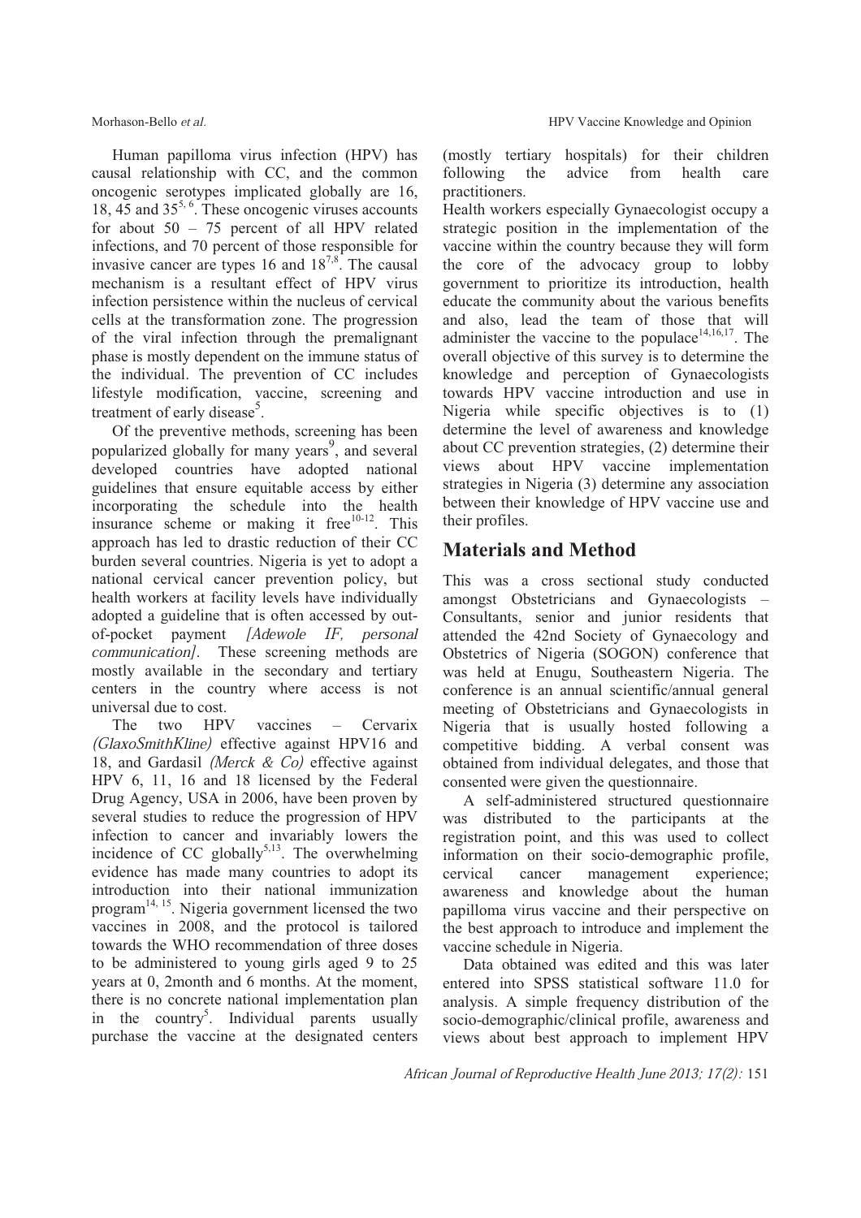Human papilloma virus infection (HPV) has causal relationship with CC, and the common oncogenic serotypes implicated globally are 16, 18, 45 and 35[5, 6]. These oncogenic viruses accounts for about 50 – 75 percent of all HPV related infections, and 70 percent of those responsible for invasive cancer are types 16 and 18[7,8]. The causal mechanism is a resultant effect of HPV virus infection persistence within the nucleus of cervical cells at the transformation zone. The progression of the viral infection through the premalignant phase is mostly dependent on the immune status of the individual. The prevention of CC includes lifestyle modification, vaccine, screening and treatment of early disease[5].

Of the preventive methods, screening has been popularized globally for many years[9], and several developed countries have adopted national guidelines that ensure equitable access by either incorporating the schedule into the health insurance scheme or making it free[10-12]. This approach has led to drastic reduction of their CC burden several countries. Nigeria is yet to adopt a national cervical cancer prevention policy, but health workers at facility levels have individually adopted a guideline that is often accessed by out-of-pocket payment *[Adewole IF, personal communication]*. These screening methods are mostly available in the secondary and tertiary centers in the country where access is not universal due to cost.

The two HPV vaccines – Cervarix *(GlaxoSmithKline)* effective against HPV16 and 18, and Gardasil *(Merck & Co)* effective against HPV 6, 11, 16 and 18 licensed by the Federal Drug Agency, USA in 2006, have been proven by several studies to reduce the progression of HPV infection to cancer and invariably lowers the incidence of CC globally[5,13]. The overwhelming evidence has made many countries to adopt its introduction into their national immunization program[14, 15]. Nigeria government licensed the two vaccines in 2008, and the protocol is tailored towards the WHO recommendation of three doses to be administered to young girls aged 9 to 25 years at 0, 2month and 6 months. At the moment, there is no concrete national implementation plan in the country[5]. Individual parents usually purchase the vaccine at the designated centers (mostly tertiary hospitals) for their children following the advice from health care practitioners.

Health workers especially Gynaecologist occupy a strategic position in the implementation of the vaccine within the country because they will form the core of the advocacy group to lobby government to prioritize its introduction, health educate the community about the various benefits and also, lead the team of those that will administer the vaccine to the populace[14,16,17]. The overall objective of this survey is to determine the knowledge and perception of Gynaecologists towards HPV vaccine introduction and use in Nigeria while specific objectives is to (1) determine the level of awareness and knowledge about CC prevention strategies, (2) determine their views about HPV vaccine implementation strategies in Nigeria (3) determine any association between their knowledge of HPV vaccine use and their profiles.

## Materials and Method

This was a cross sectional study conducted amongst Obstetricians and Gynaecologists – Consultants, senior and junior residents that attended the 42nd Society of Gynaecology and Obstetrics of Nigeria (SOGON) conference that was held at Enugu, Southeastern Nigeria. The conference is an annual scientific/annual general meeting of Obstetricians and Gynaecologists in Nigeria that is usually hosted following a competitive bidding. A verbal consent was obtained from individual delegates, and those that consented were given the questionnaire.

A self-administered structured questionnaire was distributed to the participants at the registration point, and this was used to collect information on their socio-demographic profile, cervical cancer management experience; awareness and knowledge about the human papilloma virus vaccine and their perspective on the best approach to introduce and implement the vaccine schedule in Nigeria.

Data obtained was edited and this was later entered into SPSS statistical software 11.0 for analysis. A simple frequency distribution of the socio-demographic/clinical profile, awareness and views about best approach to implement HPV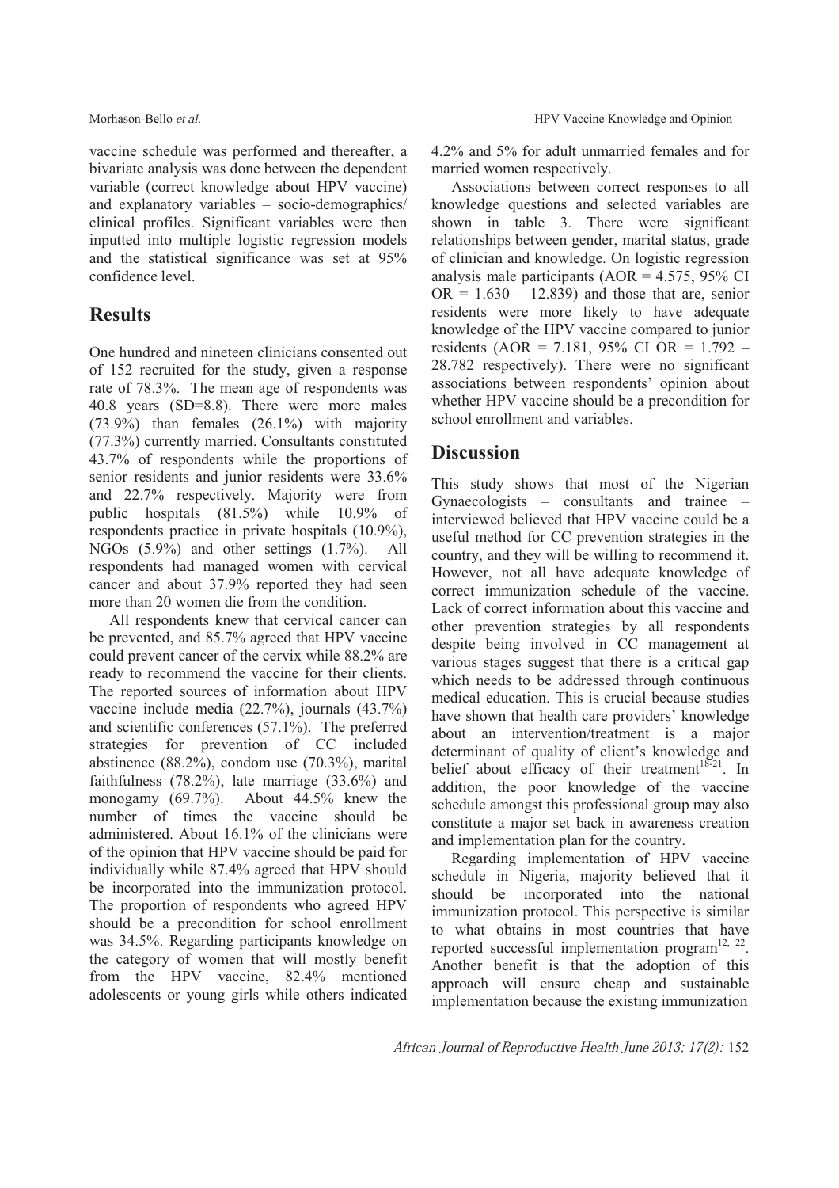vaccine schedule was performed and thereafter, a bivariate analysis was done between the dependent variable (correct knowledge about HPV vaccine) and explanatory variables – socio-demographics/ clinical profiles. Significant variables were then inputted into multiple logistic regression models and the statistical significance was set at 95% confidence level.

## Results

One hundred and nineteen clinicians consented out of 152 recruited for the study, given a response rate of 78.3%. The mean age of respondents was 40.8 years (SD=8.8). There were more males (73.9%) than females (26.1%) with majority (77.3%) currently married. Consultants constituted 43.7% of respondents while the proportions of senior residents and junior residents were 33.6% and 22.7% respectively. Majority were from public hospitals (81.5%) while 10.9% of respondents practice in private hospitals (10.9%), NGOs (5.9%) and other settings (1.7%). All respondents had managed women with cervical cancer and about 37.9% reported they had seen more than 20 women die from the condition.

All respondents knew that cervical cancer can be prevented, and 85.7% agreed that HPV vaccine could prevent cancer of the cervix while 88.2% are ready to recommend the vaccine for their clients. The reported sources of information about HPV vaccine include media (22.7%), journals (43.7%) and scientific conferences (57.1%). The preferred strategies for prevention of CC included abstinence (88.2%), condom use (70.3%), marital faithfulness (78.2%), late marriage (33.6%) and monogamy (69.7%). About 44.5% knew the number of times the vaccine should be administered. About 16.1% of the clinicians were of the opinion that HPV vaccine should be paid for individually while 87.4% agreed that HPV should be incorporated into the immunization protocol. The proportion of respondents who agreed HPV should be a precondition for school enrollment was 34.5%. Regarding participants knowledge on the category of women that will mostly benefit from the HPV vaccine, 82.4% mentioned adolescents or young girls while others indicated 4.2% and 5% for adult unmarried females and for married women respectively.

Associations between correct responses to all knowledge questions and selected variables are shown in table 3. There were significant relationships between gender, marital status, grade of clinician and knowledge. On logistic regression analysis male participants (AOR = 4.575, 95% CI OR = 1.630 – 12.839) and those that are, senior residents were more likely to have adequate knowledge of the HPV vaccine compared to junior residents (AOR = 7.181, 95% CI OR = 1.792 – 28.782 respectively). There were no significant associations between respondents' opinion about whether HPV vaccine should be a precondition for school enrollment and variables.

## Discussion

This study shows that most of the Nigerian Gynaecologists – consultants and trainee – interviewed believed that HPV vaccine could be a useful method for CC prevention strategies in the country, and they will be willing to recommend it. However, not all have adequate knowledge of correct immunization schedule of the vaccine. Lack of correct information about this vaccine and other prevention strategies by all respondents despite being involved in CC management at various stages suggest that there is a critical gap which needs to be addressed through continuous medical education. This is crucial because studies have shown that health care providers' knowledge about an intervention/treatment is a major determinant of quality of client's knowledge and belief about efficacy of their treatment[18-21]. In addition, the poor knowledge of the vaccine schedule amongst this professional group may also constitute a major set back in awareness creation and implementation plan for the country.

Regarding implementation of HPV vaccine schedule in Nigeria, majority believed that it should be incorporated into the national immunization protocol. This perspective is similar to what obtains in most countries that have reported successful implementation program[12, 22]. Another benefit is that the adoption of this approach will ensure cheap and sustainable implementation because the existing immunization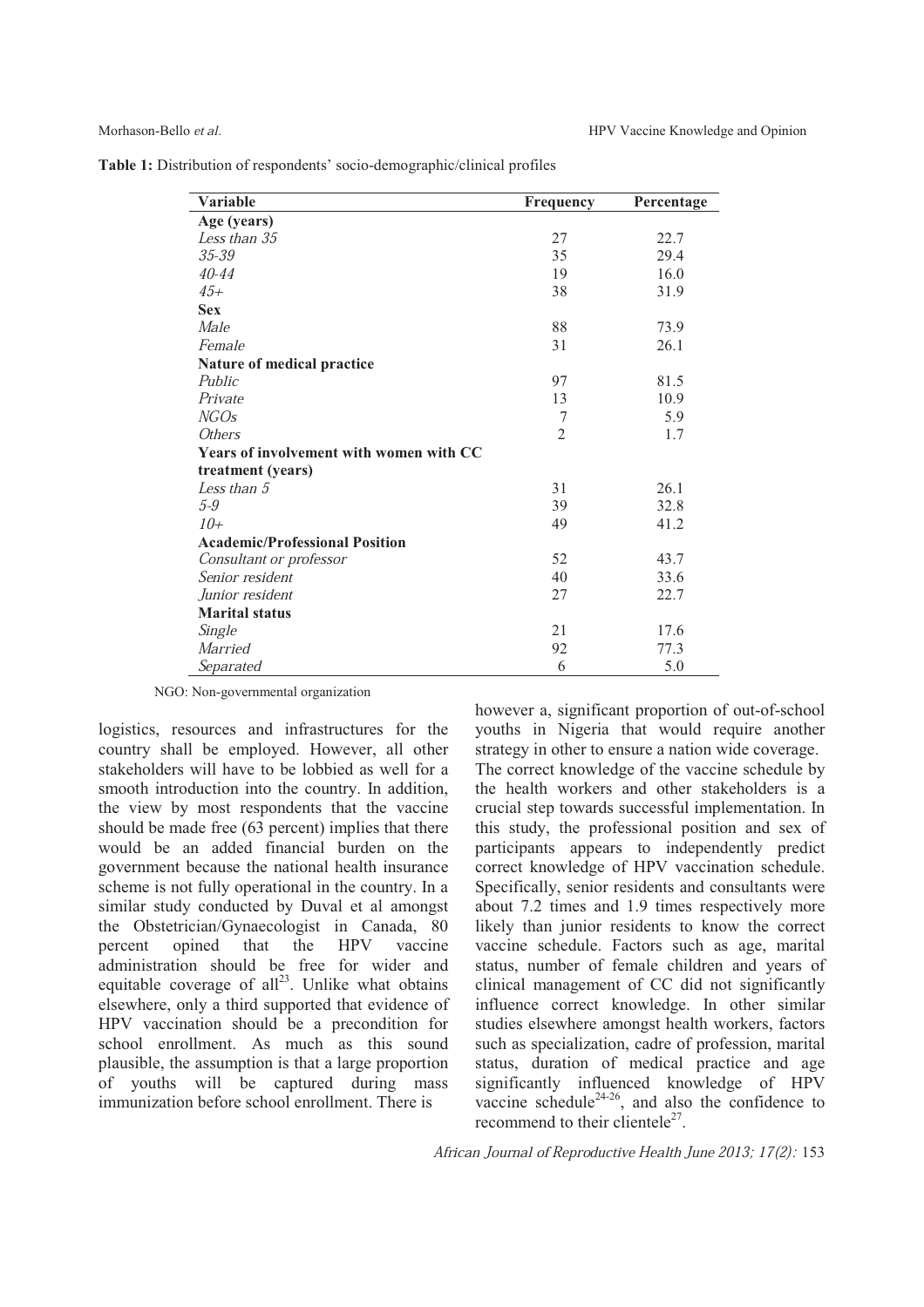**Table 1:** Distribution of respondents' socio-demographic/clinical profiles

| Variable | Frequency | Percentage |
|---|---|---|
| **Age (years)** | | |
| *Less than 35* | 27 | 22.7 |
| *35-39* | 35 | 29.4 |
| *40-44* | 19 | 16.0 |
| *45+* | 38 | 31.9 |
| **Sex** | | |
| *Male* | 88 | 73.9 |
| *Female* | 31 | 26.1 |
| **Nature of medical practice** | | |
| *Public* | 97 | 81.5 |
| *Private* | 13 | 10.9 |
| *NGOs* | 7 | 5.9 |
| *Others* | 2 | 1.7 |
| **Years of involvement with women with CC treatment (years)** | | |
| *Less than 5* | 31 | 26.1 |
| *5-9* | 39 | 32.8 |
| *10+* | 49 | 41.2 |
| **Academic/Professional Position** | | |
| *Consultant or professor* | 52 | 43.7 |
| *Senior resident* | 40 | 33.6 |
| *Junior resident* | 27 | 22.7 |
| **Marital status** | | |
| *Single* | 21 | 17.6 |
| *Married* | 92 | 77.3 |
| *Separated* | 6 | 5.0 |

NGO: Non-governmental organization

logistics, resources and infrastructures for the country shall be employed. However, all other stakeholders will have to be lobbied as well for a smooth introduction into the country. In addition, the view by most respondents that the vaccine should be made free (63 percent) implies that there would be an added financial burden on the government because the national health insurance scheme is not fully operational in the country. In a similar study conducted by Duval et al amongst the Obstetrician/Gynaecologist in Canada, 80 percent opined that the HPV vaccine administration should be free for wider and equitable coverage of all[23]. Unlike what obtains elsewhere, only a third supported that evidence of HPV vaccination should be a precondition for school enrollment. As much as this sound plausible, the assumption is that a large proportion of youths will be captured during mass immunization before school enrollment. There is however a, significant proportion of out-of-school youths in Nigeria that would require another strategy in other to ensure a nation wide coverage.

The correct knowledge of the vaccine schedule by the health workers and other stakeholders is a crucial step towards successful implementation. In this study, the professional position and sex of participants appears to independently predict correct knowledge of HPV vaccination schedule. Specifically, senior residents and consultants were about 7.2 times and 1.9 times respectively more likely than junior residents to know the correct vaccine schedule. Factors such as age, marital status, number of female children and years of clinical management of CC did not significantly influence correct knowledge. In other similar studies elsewhere amongst health workers, factors such as specialization, cadre of profession, marital status, duration of medical practice and age significantly influenced knowledge of HPV vaccine schedule[24-26], and also the confidence to recommend to their clientele[27].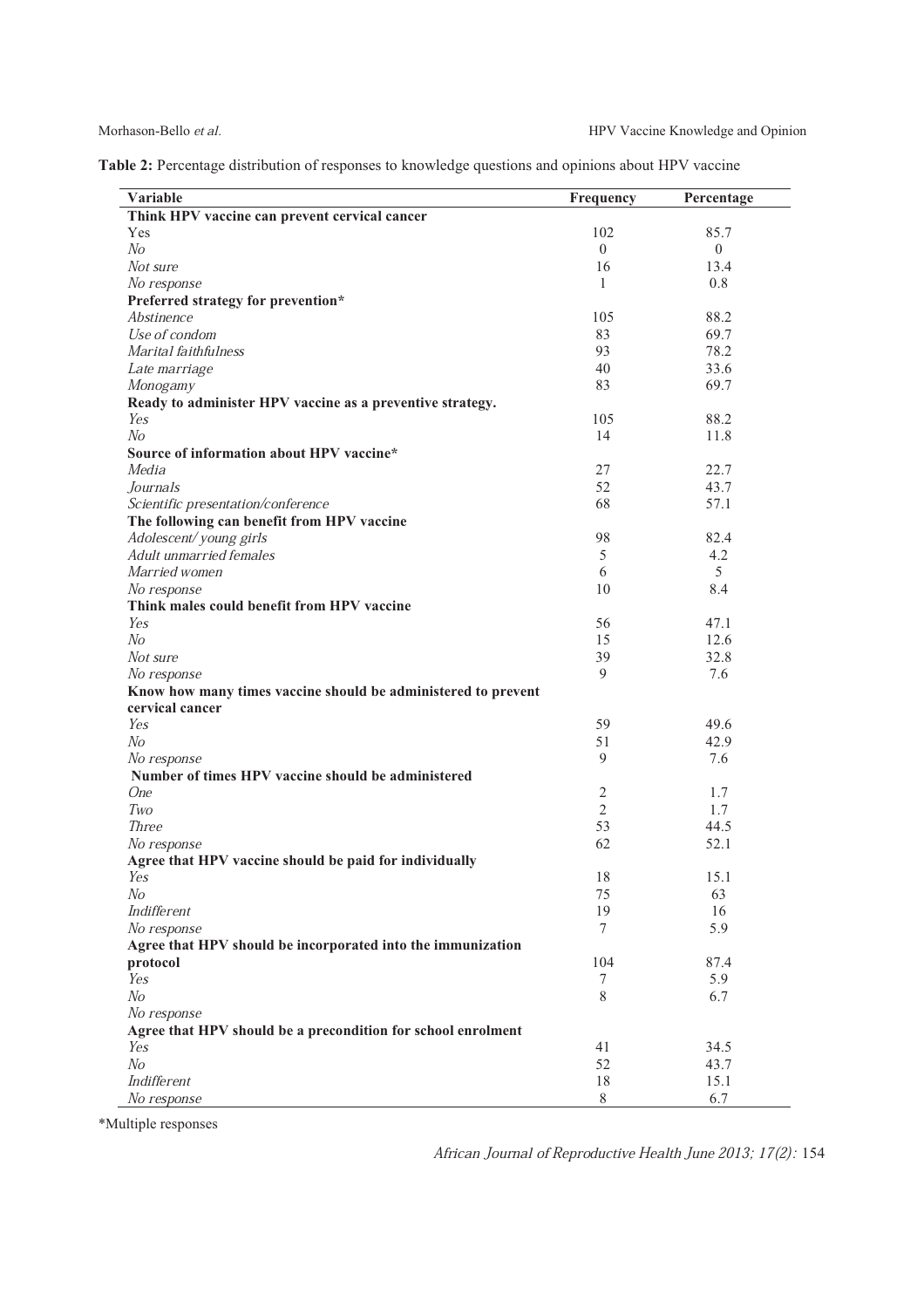**Table 2:** Percentage distribution of responses to knowledge questions and opinions about HPV vaccine

| Variable | Frequency | Percentage |
|---|---|---|
| **Think HPV vaccine can prevent cervical cancer** | | |
| Yes | 102 | 85.7 |
| *No* | 0 | 0 |
| *Not sure* | 16 | 13.4 |
| *No response* | 1 | 0.8 |
| **Preferred strategy for prevention*** | | |
| *Abstinence* | 105 | 88.2 |
| *Use of condom* | 83 | 69.7 |
| *Marital faithfulness* | 93 | 78.2 |
| *Late marriage* | 40 | 33.6 |
| *Monogamy* | 83 | 69.7 |
| **Ready to administer HPV vaccine as a preventive strategy.** | | |
| *Yes* | 105 | 88.2 |
| *No* | 14 | 11.8 |
| **Source of information about HPV vaccine*** | | |
| *Media* | 27 | 22.7 |
| *Journals* | 52 | 43.7 |
| *Scientific presentation/conference* | 68 | 57.1 |
| **The following can benefit from HPV vaccine** | | |
| *Adolescent/ young girls* | 98 | 82.4 |
| *Adult unmarried females* | 5 | 4.2 |
| *Married women* | 6 | 5 |
| *No response* | 10 | 8.4 |
| **Think males could benefit from HPV vaccine** | | |
| *Yes* | 56 | 47.1 |
| *No* | 15 | 12.6 |
| *Not sure* | 39 | 32.8 |
| *No response* | 9 | 7.6 |
| **Know how many times vaccine should be administered to prevent cervical cancer** | | |
| *Yes* | 59 | 49.6 |
| *No* | 51 | 42.9 |
| *No response* | 9 | 7.6 |
| **Number of times HPV vaccine should be administered** | | |
| *One* | 2 | 1.7 |
| *Two* | 2 | 1.7 |
| *Three* | 53 | 44.5 |
| *No response* | 62 | 52.1 |
| **Agree that HPV vaccine should be paid for individually** | | |
| *Yes* | 18 | 15.1 |
| *No* | 75 | 63 |
| *Indifferent* | 19 | 16 |
| *No response* | 7 | 5.9 |
| **Agree that HPV should be incorporated into the immunization protocol** | 104 | 87.4 |
| *Yes* | 7 | 5.9 |
| *No* | 8 | 6.7 |
| *No response* | | |
| **Agree that HPV should be a precondition for school enrolment** | | |
| *Yes* | 41 | 34.5 |
| *No* | 52 | 43.7 |
| *Indifferent* | 18 | 15.1 |
| *No response* | 8 | 6.7 |

*Multiple responses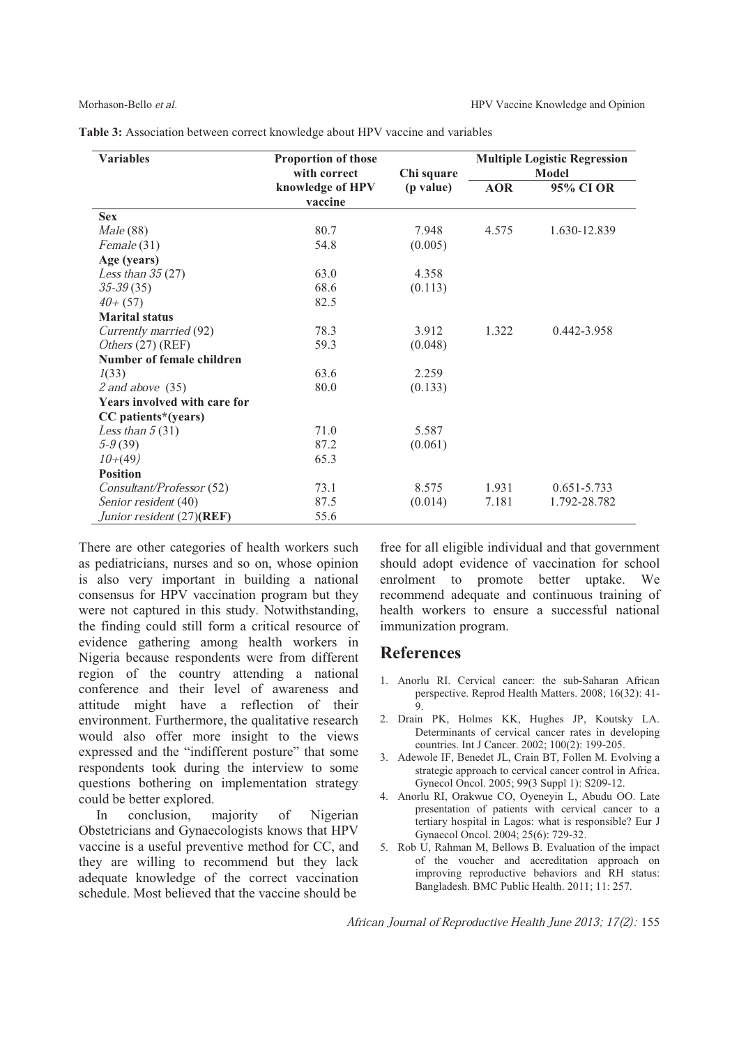**Table 3:** Association between correct knowledge about HPV vaccine and variables

| Variables | Proportion of those with correct knowledge of HPV vaccine | Chi square (p value) | Multiple Logistic Regression Model | |
|---|---|---|---|---|
| | | | AOR | 95% CI OR |
| **Sex** | | | | |
| *Male* (88) | 80.7 | 7.948 | 4.575 | 1.630-12.839 |
| *Female* (31) | 54.8 | (0.005) | | |
| **Age (years)** | | | | |
| *Less than 35* (27) | 63.0 | 4.358 | | |
| *35-39* (35) | 68.6 | (0.113) | | |
| *40+* (57) | 82.5 | | | |
| **Marital status** | | | | |
| *Currently married* (92) | 78.3 | 3.912 | 1.322 | 0.442-3.958 |
| *Others* (27) (REF) | 59.3 | (0.048) | | |
| **Number of female children** | | | | |
| *1*(33) | 63.6 | 2.259 | | |
| *2 and above* (35) | 80.0 | (0.133) | | |
| **Years involved with care for CC patients*(years)** | | | | |
| *Less than 5* (31) | 71.0 | 5.587 | | |
| *5-9* (39) | 87.2 | (0.061) | | |
| *10+*(49) | 65.3 | | | |
| **Position** | | | | |
| *Consultant/Professor* (52) | 73.1 | 8.575 | 1.931 | 0.651-5.733 |
| *Senior resident* (40) | 87.5 | (0.014) | 7.181 | 1.792-28.782 |
| *Junior resident* (27)**(REF)** | 55.6 | | | |

There are other categories of health workers such as pediatricians, nurses and so on, whose opinion is also very important in building a national consensus for HPV vaccination program but they were not captured in this study. Notwithstanding, the finding could still form a critical resource of evidence gathering among health workers in Nigeria because respondents were from different region of the country attending a national conference and their level of awareness and attitude might have a reflection of their environment. Furthermore, the qualitative research would also offer more insight to the views expressed and the "indifferent posture" that some respondents took during the interview to some questions bothering on implementation strategy could be better explored.

In conclusion, majority of Nigerian Obstetricians and Gynaecologists knows that HPV vaccine is a useful preventive method for CC, and they are willing to recommend but they lack adequate knowledge of the correct vaccination schedule. Most believed that the vaccine should be free for all eligible individual and that government should adopt evidence of vaccination for school enrolment to promote better uptake. We recommend adequate and continuous training of health workers to ensure a successful national immunization program.

## References

1. Anorlu RI. Cervical cancer: the sub-Saharan African perspective. Reprod Health Matters. 2008; 16(32): 41-9.
2. Drain PK, Holmes KK, Hughes JP, Koutsky LA. Determinants of cervical cancer rates in developing countries. Int J Cancer. 2002; 100(2): 199-205.
3. Adewole IF, Benedet JL, Crain BT, Follen M. Evolving a strategic approach to cervical cancer control in Africa. Gynecol Oncol. 2005; 99(3 Suppl 1): S209-12.
4. Anorlu RI, Orakwue CO, Oyeneyin L, Abudu OO. Late presentation of patients with cervical cancer to a tertiary hospital in Lagos: what is responsible? Eur J Gynaecol Oncol. 2004; 25(6): 729-32.
5. Rob U, Rahman M, Bellows B. Evaluation of the impact of the voucher and accreditation approach on improving reproductive behaviors and RH status: Bangladesh. BMC Public Health. 2011; 11: 257.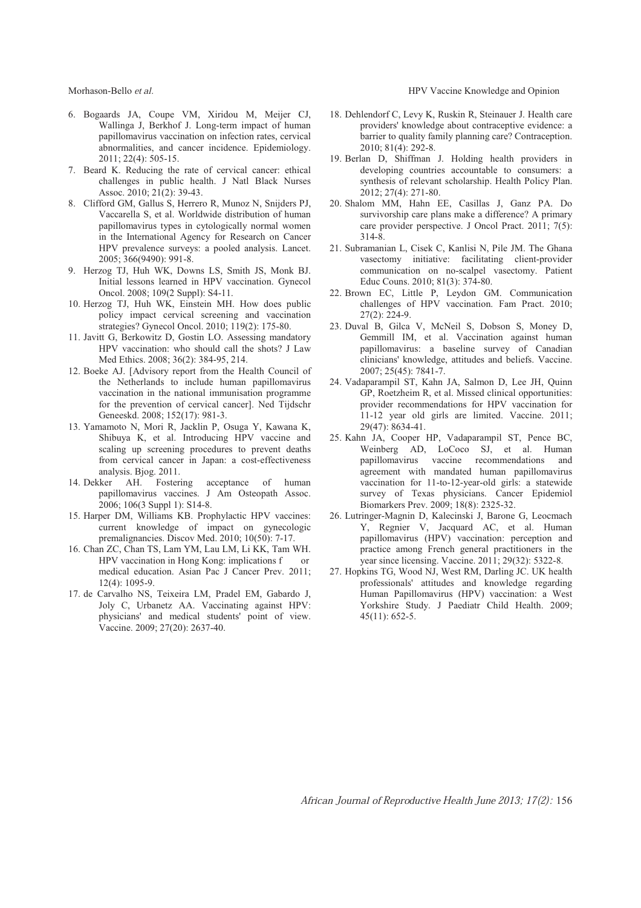6. Bogaards JA, Coupe VM, Xiridou M, Meijer CJ, Wallinga J, Berkhof J. Long-term impact of human papillomavirus vaccination on infection rates, cervical abnormalities, and cancer incidence. Epidemiology. 2011; 22(4): 505-15.
7. Beard K. Reducing the rate of cervical cancer: ethical challenges in public health. J Natl Black Nurses Assoc. 2010; 21(2): 39-43.
8. Clifford GM, Gallus S, Herrero R, Munoz N, Snijders PJ, Vaccarella S, et al. Worldwide distribution of human papillomavirus types in cytologically normal women in the International Agency for Research on Cancer HPV prevalence surveys: a pooled analysis. Lancet. 2005; 366(9490): 991-8.
9. Herzog TJ, Huh WK, Downs LS, Smith JS, Monk BJ. Initial lessons learned in HPV vaccination. Gynecol Oncol. 2008; 109(2 Suppl): S4-11.
10. Herzog TJ, Huh WK, Einstein MH. How does public policy impact cervical screening and vaccination strategies? Gynecol Oncol. 2010; 119(2): 175-80.
11. Javitt G, Berkowitz D, Gostin LO. Assessing mandatory HPV vaccination: who should call the shots? J Law Med Ethics. 2008; 36(2): 384-95, 214.
12. Boeke AJ. [Advisory report from the Health Council of the Netherlands to include human papillomavirus vaccination in the national immunisation programme for the prevention of cervical cancer]. Ned Tijdschr Geneeskd. 2008; 152(17): 981-3.
13. Yamamoto N, Mori R, Jacklin P, Osuga Y, Kawana K, Shibuya K, et al. Introducing HPV vaccine and scaling up screening procedures to prevent deaths from cervical cancer in Japan: a cost-effectiveness analysis. Bjog. 2011.
14. Dekker AH. Fostering acceptance of human papillomavirus vaccines. J Am Osteopath Assoc. 2006; 106(3 Suppl 1): S14-8.
15. Harper DM, Williams KB. Prophylactic HPV vaccines: current knowledge of impact on gynecologic premalignancies. Discov Med. 2010; 10(50): 7-17.
16. Chan ZC, Chan TS, Lam YM, Lau LM, Li KK, Tam WH. HPV vaccination in Hong Kong: implications f or medical education. Asian Pac J Cancer Prev. 2011; 12(4): 1095-9.
17. de Carvalho NS, Teixeira LM, Pradel EM, Gabardo J, Joly C, Urbanetz AA. Vaccinating against HPV: physicians' and medical students' point of view. Vaccine. 2009; 27(20): 2637-40.
18. Dehlendorf C, Levy K, Ruskin R, Steinauer J. Health care providers' knowledge about contraceptive evidence: a barrier to quality family planning care? Contraception. 2010; 81(4): 292-8.
19. Berlan D, Shiffman J. Holding health providers in developing countries accountable to consumers: a synthesis of relevant scholarship. Health Policy Plan. 2012; 27(4): 271-80.
20. Shalom MM, Hahn EE, Casillas J, Ganz PA. Do survivorship care plans make a difference? A primary care provider perspective. J Oncol Pract. 2011; 7(5): 314-8.
21. Subramanian L, Cisek C, Kanlisi N, Pile JM. The Ghana vasectomy initiative: facilitating client-provider communication on no-scalpel vasectomy. Patient Educ Couns. 2010; 81(3): 374-80.
22. Brown EC, Little P, Leydon GM. Communication challenges of HPV vaccination. Fam Pract. 2010; 27(2): 224-9.
23. Duval B, Gilca V, McNeil S, Dobson S, Money D, Gemmill IM, et al. Vaccination against human papillomavirus: a baseline survey of Canadian clinicians' knowledge, attitudes and beliefs. Vaccine. 2007; 25(45): 7841-7.
24. Vadaparampil ST, Kahn JA, Salmon D, Lee JH, Quinn GP, Roetzheim R, et al. Missed clinical opportunities: provider recommendations for HPV vaccination for 11-12 year old girls are limited. Vaccine. 2011; 29(47): 8634-41.
25. Kahn JA, Cooper HP, Vadaparampil ST, Pence BC, Weinberg AD, LoCoco SJ, et al. Human papillomavirus vaccine recommendations and agreement with mandated human papillomavirus vaccination for 11-to-12-year-old girls: a statewide survey of Texas physicians. Cancer Epidemiol Biomarkers Prev. 2009; 18(8): 2325-32.
26. Lutringer-Magnin D, Kalecinski J, Barone G, Leocmach Y, Regnier V, Jacquard AC, et al. Human papillomavirus (HPV) vaccination: perception and practice among French general practitioners in the year since licensing. Vaccine. 2011; 29(32): 5322-8.
27. Hopkins TG, Wood NJ, West RM, Darling JC. UK health professionals' attitudes and knowledge regarding Human Papillomavirus (HPV) vaccination: a West Yorkshire Study. J Paediatr Child Health. 2009; 45(11): 652-5.